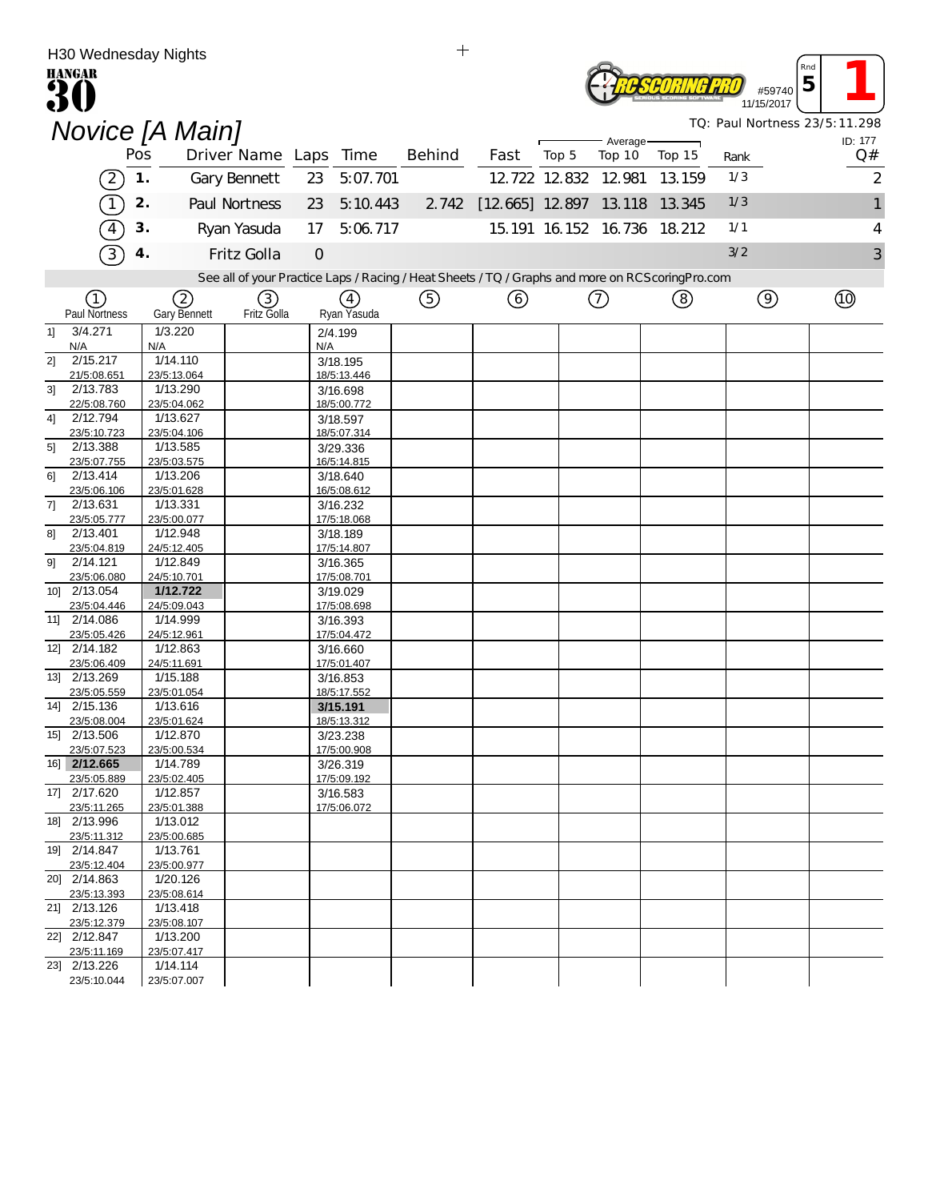H30 Wednesday Nights

HANGAR 30

RC SCORING PRO

#59740 11/15/2017

Rnd 5

1

# Novice [A Main]

TQ: Paul Nortness 23/5:11.298

ID: 177

| | Pos | Driver Name | Laps | Time | Behind | Fast | Average Top 5 | Average Top 10 | Average Top 15 | Rank | Q# |
|---|---|---|---|---|---|---|---|---|---|---|---|
| (2) | 1. | Gary Bennett | 23 | 5:07.701 | | 12.722 | 12.832 | 12.981 | 13.159 | 1/3 | 2 |
| (1) | 2. | Paul Nortness | 23 | 5:10.443 | 2.742 | [12.665] | 12.897 | 13.118 | 13.345 | 1/3 | 1 |
| (4) | 3. | Ryan Yasuda | 17 | 5:06.717 | | 15.191 | 16.152 | 16.736 | 18.212 | 1/1 | 4 |
| (3) | 4. | Fritz Golla | 0 | | | | | | | 3/2 | 3 |

See all of your Practice Laps / Racing / Heat Sheets / TQ / Graphs and more on RCScoringPro.com

| | (1) Paul Nortness | (2) Gary Bennett | (3) Fritz Golla | (4) Ryan Yasuda | (5) | (6) | (7) | (8) | (9) | (10) |
|---|---|---|---|---|---|---|---|---|---|---|
| 1] | 3/4.271<br>N/A | 1/3.220<br>N/A | | 2/4.199<br>N/A | | | | | | |
| 2] | 2/15.217<br>21/5:08.651 | 1/14.110<br>23/5:13.064 | | 3/18.195<br>18/5:13.446 | | | | | | |
| 3] | 2/13.783<br>22/5:08.760 | 1/13.290<br>23/5:04.062 | | 3/16.698<br>18/5:00.772 | | | | | | |
| 4] | 2/12.794<br>23/5:10.723 | 1/13.627<br>23/5:04.106 | | 3/18.597<br>18/5:07.314 | | | | | | |
| 5] | 2/13.388<br>23/5:07.755 | 1/13.585<br>23/5:03.575 | | 3/29.336<br>16/5:14.815 | | | | | | |
| 6] | 2/13.414<br>23/5:06.106 | 1/13.206<br>23/5:01.628 | | 3/18.640<br>16/5:08.612 | | | | | | |
| 7] | 2/13.631<br>23/5:05.777 | 1/13.331<br>23/5:00.077 | | 3/16.232<br>17/5:18.068 | | | | | | |
| 8] | 2/13.401<br>23/5:04.819 | 1/12.948<br>24/5:12.405 | | 3/18.189<br>17/5:14.807 | | | | | | |
| 9] | 2/14.121<br>23/5:06.080 | 1/12.849<br>24/5:10.701 | | 3/16.365<br>17/5:08.701 | | | | | | |
| 10] | 2/13.054<br>23/5:04.446 | **1/12.722**<br>24/5:09.043 | | 3/19.029<br>17/5:08.698 | | | | | | |
| 11] | 2/14.086<br>23/5:05.426 | 1/14.999<br>24/5:12.961 | | 3/16.393<br>17/5:04.472 | | | | | | |
| 12] | 2/14.182<br>23/5:06.409 | 1/12.863<br>24/5:11.691 | | 3/16.660<br>17/5:01.407 | | | | | | |
| 13] | 2/13.269<br>23/5:05.559 | 1/15.188<br>23/5:01.054 | | 3/16.853<br>18/5:17.552 | | | | | | |
| 14] | 2/15.136<br>23/5:08.004 | 1/13.616<br>23/5:01.624 | | **3/15.191**<br>18/5:13.312 | | | | | | |
| 15] | 2/13.506<br>23/5:07.523 | 1/12.870<br>23/5:00.534 | | 3/23.238<br>17/5:00.908 | | | | | | |
| 16] | **2/12.665**<br>23/5:05.889 | 1/14.789<br>23/5:02.405 | | 3/26.319<br>17/5:09.192 | | | | | | |
| 17] | 2/17.620<br>23/5:11.265 | 1/12.857<br>23/5:01.388 | | 3/16.583<br>17/5:06.072 | | | | | | |
| 18] | 2/13.996<br>23/5:11.312 | 1/13.012<br>23/5:00.685 | | | | | | | | |
| 19] | 2/14.847<br>23/5:12.404 | 1/13.761<br>23/5:00.977 | | | | | | | | |
| 20] | 2/14.863<br>23/5:13.393 | 1/20.126<br>23/5:08.614 | | | | | | | | |
| 21] | 2/13.126<br>23/5:12.379 | 1/13.418<br>23/5:08.107 | | | | | | | | |
| 22] | 2/12.847<br>23/5:11.169 | 1/13.200<br>23/5:07.417 | | | | | | | | |
| 23] | 2/13.226<br>23/5:10.044 | 1/14.114<br>23/5:07.007 | | | | | | | | |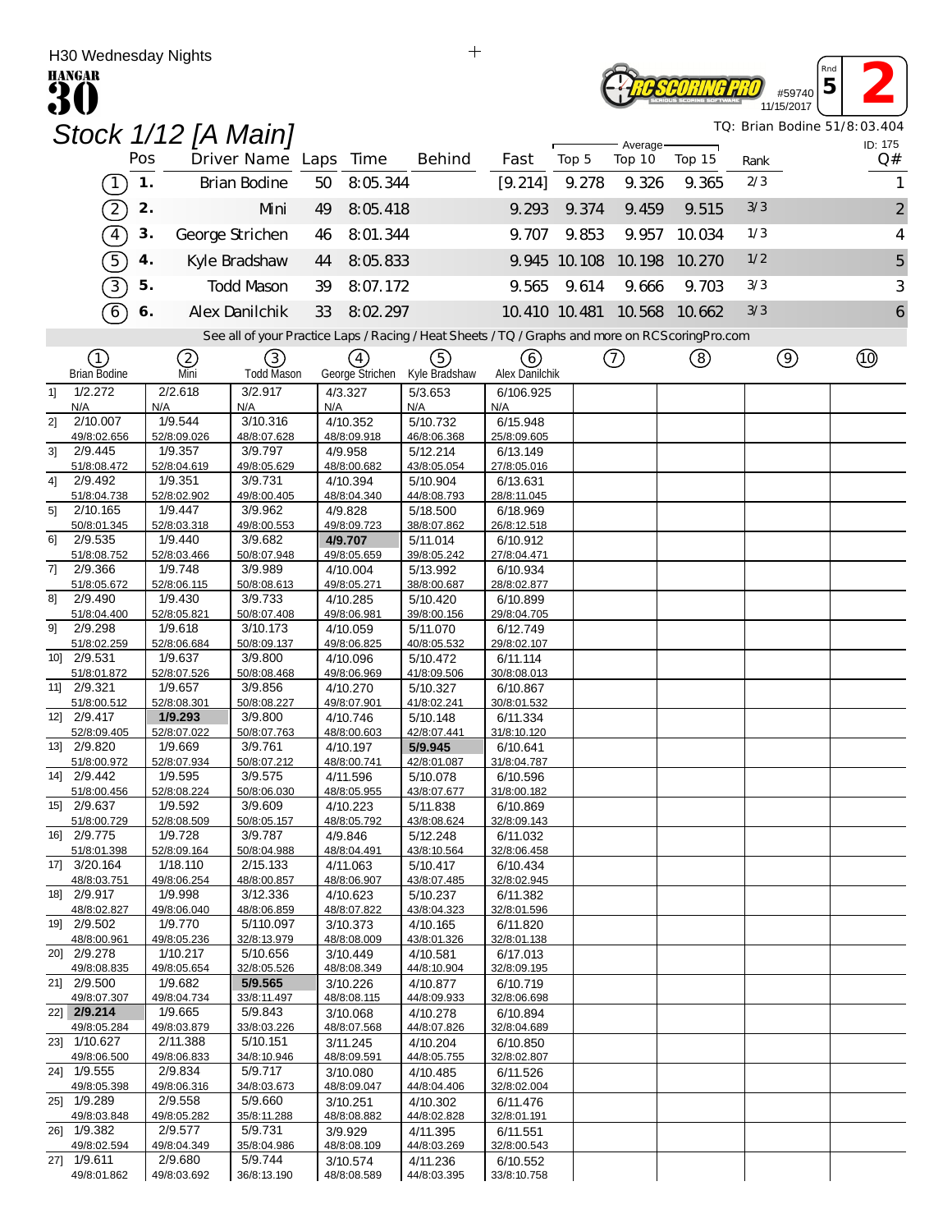H30 Wednesday Nights

HANGAR 30

Rnd 5 | 2

#59740 11/15/2017

# Stock 1/12 [A Main]

TQ: Brian Bodine 51/8:03.404

ID: 175

| | Pos | Driver Name | Laps | Time | Behind | Fast | Average Top 5 | Average Top 10 | Average Top 15 | Rank | Q# |
|---|---|---|---|---|---|---|---|---|---|---|---|
| (1) | 1. | Brian Bodine | 50 | 8:05.344 | | [9.214] | 9.278 | 9.326 | 9.365 | 2/3 | 1 |
| (2) | 2. | Mini | 49 | 8:05.418 | | 9.293 | 9.374 | 9.459 | 9.515 | 3/3 | 2 |
| (4) | 3. | George Strichen | 46 | 8:01.344 | | 9.707 | 9.853 | 9.957 | 10.034 | 1/3 | 4 |
| (5) | 4. | Kyle Bradshaw | 44 | 8:05.833 | | 9.945 | 10.108 | 10.198 | 10.270 | 1/2 | 5 |
| (3) | 5. | Todd Mason | 39 | 8:07.172 | | 9.565 | 9.614 | 9.666 | 9.703 | 3/3 | 3 |
| (6) | 6. | Alex Danilchik | 33 | 8:02.297 | | 10.410 | 10.481 | 10.568 | 10.662 | 3/3 | 6 |

See all of your Practice Laps / Racing / Heat Sheets / TQ / Graphs and more on RCScoringPro.com

| | (1) Brian Bodine | (2) Mini | (3) Todd Mason | (4) George Strichen | (5) Kyle Bradshaw | (6) Alex Danilchik | (7) | (8) | (9) | (10) |
|---|---|---|---|---|---|---|---|---|---|---|
| 1] | 1/2.272 N/A | 2/2.618 N/A | 3/2.917 N/A | 4/3.327 N/A | 5/3.653 N/A | 6/106.925 N/A | | | | |
| 2] | 2/10.007 49/8:02.656 | 1/9.544 52/8:09.026 | 3/10.316 48/8:07.628 | 4/10.352 48/8:09.918 | 5/10.732 46/8:06.368 | 6/15.948 25/8:09.605 | | | | |
| 3] | 2/9.445 51/8:08.472 | 1/9.357 52/8:04.619 | 3/9.797 49/8:05.629 | 4/9.958 48/8:00.682 | 5/12.214 43/8:05.054 | 6/13.149 27/8:05.016 | | | | |
| 4] | 2/9.492 51/8:04.738 | 1/9.351 52/8:02.902 | 3/9.731 49/8:00.405 | 4/10.394 48/8:04.340 | 5/10.904 44/8:08.793 | 6/13.631 28/8:11.045 | | | | |
| 5] | 2/10.165 50/8:01.345 | 1/9.447 52/8:03.318 | 3/9.962 49/8:00.553 | 4/9.828 49/8:09.723 | 5/18.500 38/8:07.862 | 6/18.969 26/8:12.518 | | | | |
| 6] | 2/9.535 51/8:08.752 | 1/9.440 52/8:03.466 | 3/9.682 50/8:07.948 | **4/9.707** 49/8:05.659 | 5/11.014 39/8:05.242 | 6/10.912 27/8:04.471 | | | | |
| 7] | 2/9.366 51/8:05.672 | 1/9.748 52/8:06.115 | 3/9.989 50/8:08.613 | 4/10.004 49/8:05.271 | 5/13.992 38/8:00.687 | 6/10.934 28/8:02.877 | | | | |
| 8] | 2/9.490 51/8:04.400 | 1/9.430 52/8:05.821 | 3/9.733 50/8:07.408 | 4/10.285 49/8:06.981 | 5/10.420 39/8:00.156 | 6/10.899 29/8:04.705 | | | | |
| 9] | 2/9.298 51/8:02.259 | 1/9.618 52/8:06.684 | 3/10.173 50/8:09.137 | 4/10.059 49/8:06.825 | 5/11.070 40/8:05.532 | 6/12.749 29/8:02.107 | | | | |
| 10] | 2/9.531 51/8:01.872 | 1/9.637 52/8:07.526 | 3/9.800 50/8:08.468 | 4/10.096 49/8:06.969 | 5/10.472 41/8:09.506 | 6/11.114 30/8:08.013 | | | | |
| 11] | 2/9.321 51/8:00.512 | 1/9.657 52/8:08.301 | 3/9.856 50/8:08.227 | 4/10.270 49/8:07.901 | 5/10.327 41/8:02.241 | 6/10.867 30/8:01.532 | | | | |
| 12] | 2/9.417 52/8:09.405 | **1/9.293** 52/8:07.022 | 3/9.800 50/8:07.763 | 4/10.746 48/8:00.603 | 5/10.148 42/8:07.441 | 6/11.334 31/8:10.120 | | | | |
| 13] | 2/9.820 51/8:00.972 | 1/9.669 52/8:07.934 | 3/9.761 50/8:07.212 | 4/10.197 48/8:00.741 | **5/9.945** 42/8:01.087 | 6/10.641 31/8:04.787 | | | | |
| 14] | 2/9.442 51/8:00.456 | 1/9.595 52/8:08.224 | 3/9.575 50/8:06.030 | 4/11.596 48/8:05.955 | 5/10.078 43/8:07.677 | 6/10.596 31/8:00.182 | | | | |
| 15] | 2/9.637 51/8:00.729 | 1/9.592 52/8:08.509 | 3/9.609 50/8:05.157 | 4/10.223 48/8:05.792 | 5/11.838 43/8:08.624 | 6/10.869 32/8:09.143 | | | | |
| 16] | 2/9.775 51/8:01.398 | 1/9.728 52/8:09.164 | 3/9.787 50/8:04.988 | 4/9.846 48/8:04.491 | 5/12.248 43/8:10.564 | 6/11.032 32/8:06.458 | | | | |
| 17] | 3/20.164 48/8:03.751 | 1/18.110 49/8:06.254 | 2/15.133 48/8:00.857 | 4/11.063 48/8:06.907 | 5/10.417 43/8:07.485 | 6/10.434 32/8:02.945 | | | | |
| 18] | 2/9.917 48/8:02.827 | 1/9.998 49/8:06.040 | 3/12.336 48/8:06.859 | 4/10.623 48/8:07.822 | 5/10.237 43/8:04.323 | 6/11.382 32/8:01.596 | | | | |
| 19] | 2/9.502 48/8:00.961 | 1/9.770 49/8:05.236 | 5/110.097 32/8:13.979 | 3/10.373 48/8:08.009 | 4/10.165 43/8:01.326 | 6/11.820 32/8:01.138 | | | | |
| 20] | 2/9.278 49/8:08.835 | 1/10.217 49/8:05.654 | 5/10.656 32/8:05.526 | 3/10.449 48/8:08.349 | 4/10.581 44/8:10.904 | 6/17.013 32/8:09.195 | | | | |
| 21] | 2/9.500 49/8:07.307 | 1/9.682 49/8:04.734 | **5/9.565** 33/8:11.497 | 3/10.226 48/8:08.115 | 4/10.877 44/8:09.933 | 6/10.719 32/8:06.698 | | | | |
| 22] | **2/9.214** 49/8:05.284 | 1/9.665 49/8:03.879 | 5/9.843 33/8:03.226 | 3/10.068 48/8:07.568 | 4/10.278 44/8:07.826 | 6/10.894 32/8:04.689 | | | | |
| 23] | 1/10.627 49/8:06.500 | 2/11.388 49/8:06.833 | 5/10.151 34/8:10.946 | 3/11.245 48/8:09.591 | 4/10.204 44/8:05.755 | 6/10.850 32/8:02.807 | | | | |
| 24] | 1/9.555 49/8:05.398 | 2/9.834 49/8:06.316 | 5/9.717 34/8:03.673 | 3/10.080 48/8:09.047 | 4/10.485 44/8:04.406 | 6/11.526 32/8:02.004 | | | | |
| 25] | 1/9.289 49/8:03.848 | 2/9.558 49/8:05.282 | 5/9.660 35/8:11.288 | 3/10.251 48/8:08.882 | 4/10.302 44/8:02.828 | 6/11.476 32/8:01.191 | | | | |
| 26] | 1/9.382 49/8:02.594 | 2/9.577 49/8:04.349 | 5/9.731 35/8:04.986 | 3/9.929 48/8:08.109 | 4/11.395 44/8:03.269 | 6/11.551 32/8:00.543 | | | | |
| 27] | 1/9.611 49/8:01.862 | 2/9.680 49/8:03.692 | 5/9.744 36/8:13.190 | 3/10.574 48/8:08.589 | 4/11.236 44/8:03.395 | 6/10.552 33/8:10.758 | | | | |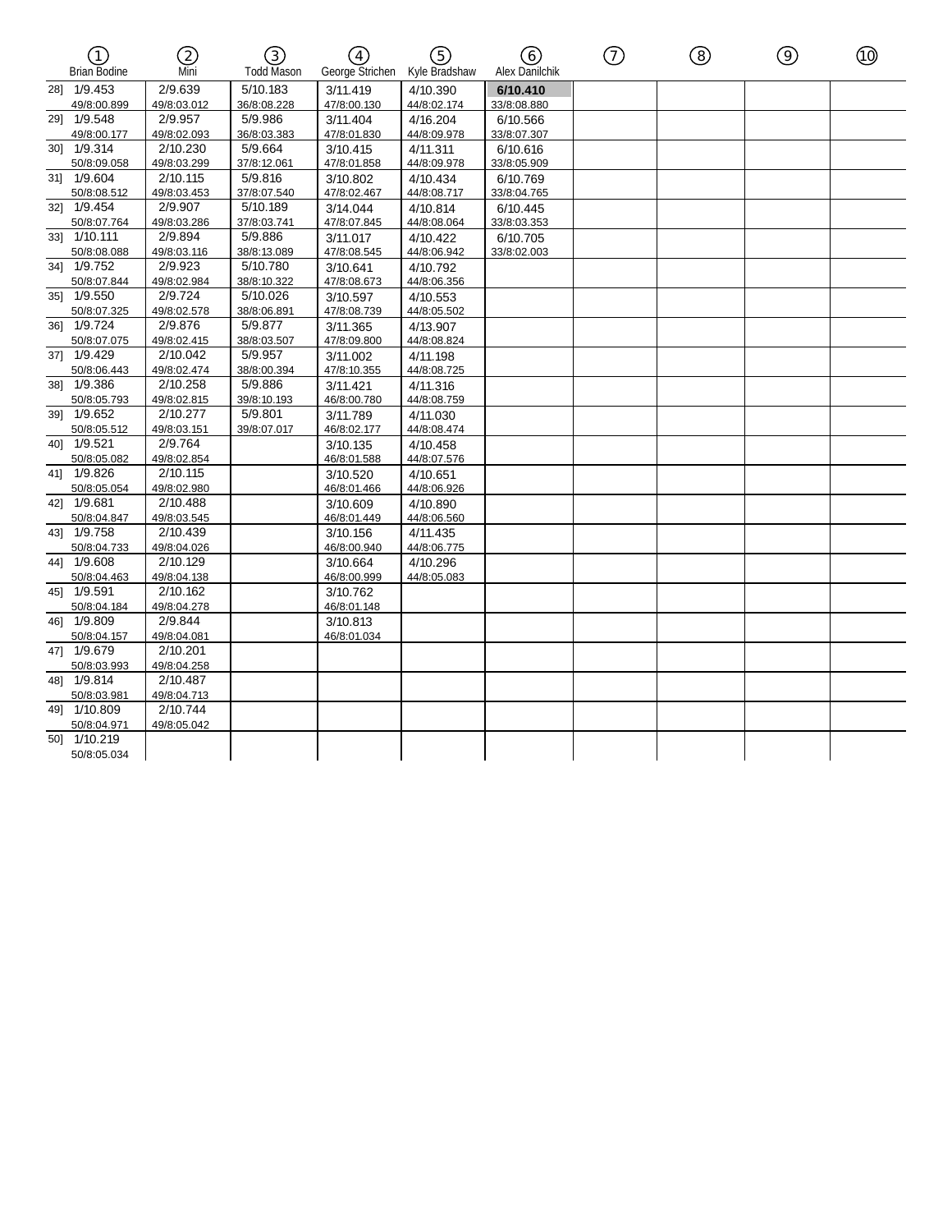| ① Brian Bodine | ② Mini | ③ Todd Mason | ④ George Strichen | ⑤ Kyle Bradshaw | ⑥ Alex Danilchik | ⑦ | ⑧ | ⑨ | ⑩ |
|---|---|---|---|---|---|---|---|---|---|
| 28] 1/9.453 50/8:00.899 | 2/9.639 49/8:03.012 | 5/10.183 36/8:08.228 | 3/11.419 47/8:00.130 | 4/10.390 44/8:02.174 | **6/10.410** 33/8:08.880 | | | | |
| 29] 1/9.548 49/8:00.177 | 2/9.957 49/8:02.093 | 5/9.986 36/8:03.383 | 3/11.404 47/8:01.830 | 4/16.204 44/8:09.978 | 6/10.566 33/8:07.307 | | | | |
| 30] 1/9.314 50/8:09.058 | 2/10.230 49/8:03.299 | 5/9.664 37/8:12.061 | 3/10.415 47/8:01.858 | 4/11.311 44/8:09.978 | 6/10.616 33/8:05.909 | | | | |
| 31] 1/9.604 50/8:08.512 | 2/10.115 49/8:03.453 | 5/9.816 37/8:07.540 | 3/10.802 47/8:02.467 | 4/10.434 44/8:08.717 | 6/10.769 33/8:04.765 | | | | |
| 32] 1/9.454 50/8:07.764 | 2/9.907 49/8:03.286 | 5/10.189 37/8:03.741 | 3/14.044 47/8:07.845 | 4/10.814 44/8:08.064 | 6/10.445 33/8:03.353 | | | | |
| 33] 1/10.111 50/8:08.088 | 2/9.894 49/8:03.116 | 5/9.886 38/8:13.089 | 3/11.017 47/8:08.545 | 4/10.422 44/8:06.942 | 6/10.705 33/8:02.003 | | | | |
| 34] 1/9.752 50/8:07.844 | 2/9.923 49/8:02.984 | 5/10.780 38/8:10.322 | 3/10.641 47/8:08.673 | 4/10.792 44/8:06.356 | | | | | |
| 35] 1/9.550 50/8:07.325 | 2/9.724 49/8:02.578 | 5/10.026 38/8:06.891 | 3/10.597 47/8:08.739 | 4/10.553 44/8:05.502 | | | | | |
| 36] 1/9.724 50/8:07.075 | 2/9.876 49/8:02.415 | 5/9.877 38/8:03.507 | 3/11.365 47/8:09.800 | 4/13.907 44/8:08.824 | | | | | |
| 37] 1/9.429 50/8:06.443 | 2/10.042 49/8:02.474 | 5/9.957 38/8:00.394 | 3/11.002 47/8:10.355 | 4/11.198 44/8:08.725 | | | | | |
| 38] 1/9.386 50/8:05.793 | 2/10.258 49/8:02.815 | 5/9.886 39/8:10.193 | 3/11.421 46/8:00.780 | 4/11.316 44/8:08.759 | | | | | |
| 39] 1/9.652 50/8:05.512 | 2/10.277 49/8:03.151 | 5/9.801 39/8:07.017 | 3/11.789 46/8:02.177 | 4/11.030 44/8:08.474 | | | | | |
| 40] 1/9.521 50/8:05.082 | 2/9.764 49/8:02.854 | | 3/10.135 46/8:01.588 | 4/10.458 44/8:07.576 | | | | | |
| 41] 1/9.826 50/8:05.054 | 2/10.115 49/8:02.980 | | 3/10.520 46/8:01.466 | 4/10.651 44/8:06.926 | | | | | |
| 42] 1/9.681 50/8:04.847 | 2/10.488 49/8:03.545 | | 3/10.609 46/8:01.449 | 4/10.890 44/8:06.560 | | | | | |
| 43] 1/9.758 50/8:04.733 | 2/10.439 49/8:04.026 | | 3/10.156 46/8:00.940 | 4/11.435 44/8:06.775 | | | | | |
| 44] 1/9.608 50/8:04.463 | 2/10.129 49/8:04.138 | | 3/10.664 46/8:00.999 | 4/10.296 44/8:05.083 | | | | | |
| 45] 1/9.591 50/8:04.184 | 2/10.162 49/8:04.278 | | 3/10.762 46/8:01.148 | | | | | | |
| 46] 1/9.809 50/8:04.157 | 2/9.844 49/8:04.081 | | 3/10.813 46/8:01.034 | | | | | | |
| 47] 1/9.679 50/8:03.993 | 2/10.201 49/8:04.258 | | | | | | | | |
| 48] 1/9.814 50/8:03.981 | 2/10.487 49/8:04.713 | | | | | | | | |
| 49] 1/10.809 50/8:04.971 | 2/10.744 49/8:05.042 | | | | | | | | |
| 50] 1/10.219 50/8:05.034 | | | | | | | | | |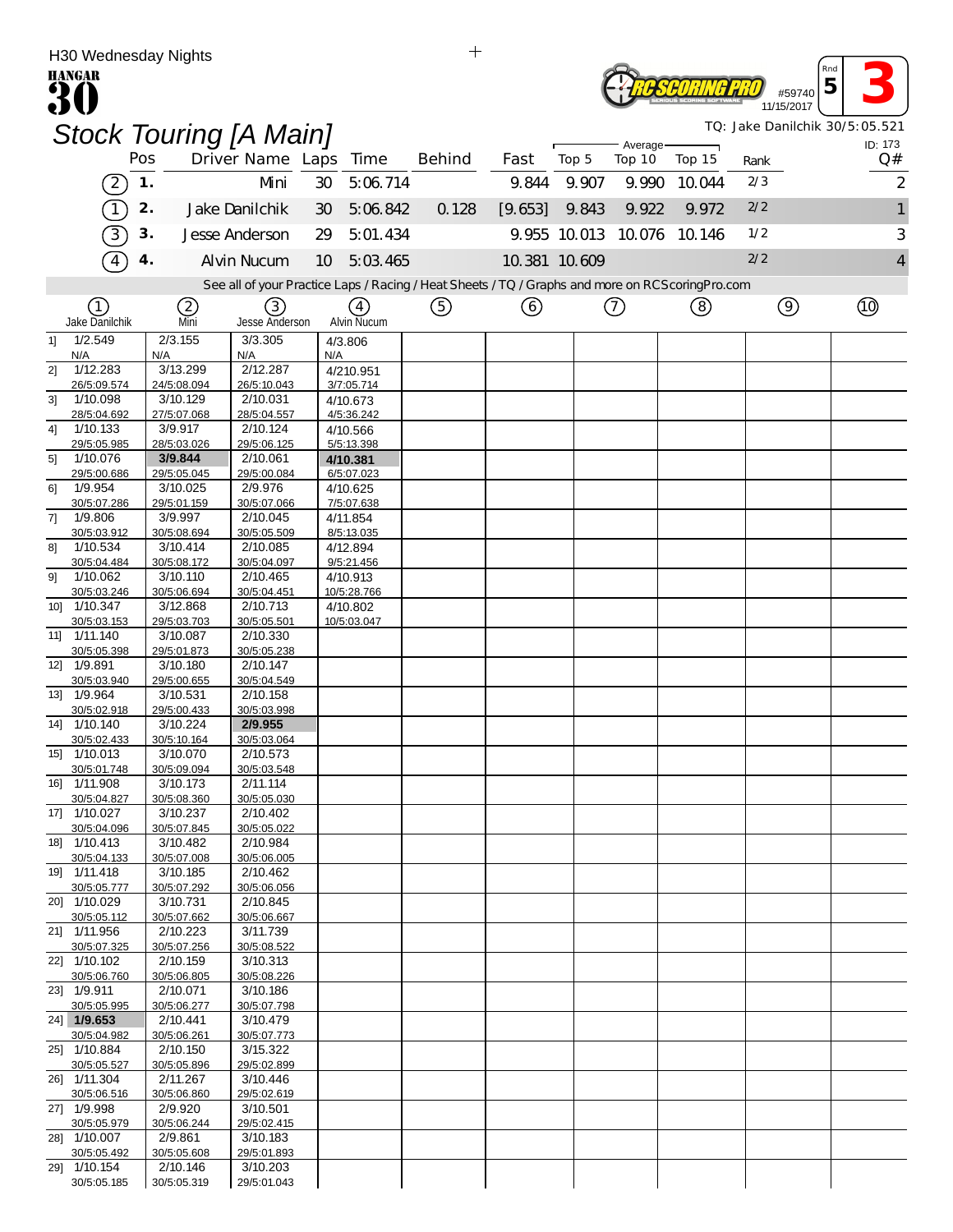H30 Wednesday Nights

HANGAR 30

#59740 11/15/2017 Rnd 5 **3**

# Stock Touring [A Main]

TQ: Jake Danilchik 30/5:05.521

ID: 173

| | Pos | Driver Name | Laps | Time | Behind | Fast | Average Top 5 | Top 10 | Top 15 | Rank | Q# |
|---|---|---|---|---|---|---|---|---|---|---|---|
| (2) | 1. | Mini | 30 | 5:06.714 | | 9.844 | 9.907 | 9.990 | 10.044 | 2/3 | 2 |
| (1) | 2. | Jake Danilchik | 30 | 5:06.842 | 0.128 | [9.653] | 9.843 | 9.922 | 9.972 | 2/2 | 1 |
| (3) | 3. | Jesse Anderson | 29 | 5:01.434 | | 9.955 | 10.013 | 10.076 | 10.146 | 1/2 | 3 |
| (4) | 4. | Alvin Nucum | 10 | 5:03.465 | | 10.381 | 10.609 | | | 2/2 | 4 |

See all of your Practice Laps / Racing / Heat Sheets / TQ / Graphs and more on RCScoringPro.com

| Lap | (1) Jake Danilchik | (2) Mini | (3) Jesse Anderson | (4) Alvin Nucum | (5) | (6) | (7) | (8) | (9) | (10) |
|---|---|---|---|---|---|---|---|---|---|---|
| 1] | 1/2.549 N/A | 2/3.155 N/A | 3/3.305 N/A | 4/3.806 N/A | | | | | | |
| 2] | 1/12.283 26/5:09.574 | 3/13.299 24/5:08.094 | 2/12.287 26/5:10.043 | 4/210.951 3/7:05.714 | | | | | | |
| 3] | 1/10.098 28/5:04.692 | 3/10.129 27/5:07.068 | 2/10.031 28/5:04.557 | 4/10.673 4/5:36.242 | | | | | | |
| 4] | 1/10.133 29/5:05.985 | 3/9.917 28/5:03.026 | 2/10.124 29/5:06.125 | 4/10.566 5/5:13.398 | | | | | | |
| 5] | 1/10.076 29/5:00.686 | **3/9.844** 29/5:05.045 | 2/10.061 29/5:00.084 | **4/10.381** 6/5:07.023 | | | | | | |
| 6] | 1/9.954 30/5:07.286 | 3/10.025 29/5:01.159 | 2/9.976 30/5:07.066 | 4/10.625 7/5:07.638 | | | | | | |
| 7] | 1/9.806 30/5:03.912 | 3/9.997 30/5:08.694 | 2/10.045 30/5:05.509 | 4/11.854 8/5:13.035 | | | | | | |
| 8] | 1/10.534 30/5:04.484 | 3/10.414 30/5:08.172 | 2/10.085 30/5:04.097 | 4/12.894 9/5:21.456 | | | | | | |
| 9] | 1/10.062 30/5:03.246 | 3/10.110 30/5:06.694 | 2/10.465 30/5:04.451 | 4/10.913 10/5:28.766 | | | | | | |
| 10] | 1/10.347 30/5:03.153 | 3/12.868 29/5:03.703 | 2/10.713 30/5:05.501 | 4/10.802 10/5:03.047 | | | | | | |
| 11] | 1/11.140 30/5:05.398 | 3/10.087 29/5:01.873 | 2/10.330 30/5:05.238 | | | | | | | |
| 12] | 1/9.891 30/5:03.940 | 3/10.180 29/5:00.655 | 2/10.147 30/5:04.549 | | | | | | | |
| 13] | 1/9.964 30/5:02.918 | 3/10.531 29/5:00.433 | 2/10.158 30/5:03.998 | | | | | | | |
| 14] | 1/10.140 30/5:02.433 | 3/10.224 30/5:10.164 | **2/9.955** 30/5:03.064 | | | | | | | |
| 15] | 1/10.013 30/5:01.748 | 3/10.070 30/5:09.094 | 2/10.573 30/5:03.548 | | | | | | | |
| 16] | 1/11.908 30/5:04.827 | 3/10.173 30/5:08.360 | 2/11.114 30/5:05.030 | | | | | | | |
| 17] | 1/10.027 30/5:04.096 | 3/10.237 30/5:07.845 | 2/10.402 30/5:05.022 | | | | | | | |
| 18] | 1/10.413 30/5:04.133 | 3/10.482 30/5:07.008 | 2/10.984 30/5:06.005 | | | | | | | |
| 19] | 1/11.418 30/5:05.777 | 3/10.185 30/5:07.292 | 2/10.462 30/5:06.056 | | | | | | | |
| 20] | 1/10.029 30/5:05.112 | 3/10.731 30/5:07.662 | 2/10.845 30/5:06.667 | | | | | | | |
| 21] | 1/11.956 30/5:07.325 | 2/10.223 30/5:07.256 | 3/11.739 30/5:08.522 | | | | | | | |
| 22] | 1/10.102 30/5:06.760 | 2/10.159 30/5:06.805 | 3/10.313 30/5:08.226 | | | | | | | |
| 23] | 1/9.911 30/5:05.995 | 2/10.071 30/5:06.277 | 3/10.186 30/5:07.798 | | | | | | | |
| 24] | **1/9.653** 30/5:04.982 | 2/10.441 30/5:06.261 | 3/10.479 30/5:07.773 | | | | | | | |
| 25] | 1/10.884 30/5:05.527 | 2/10.150 30/5:05.896 | 3/15.322 29/5:02.899 | | | | | | | |
| 26] | 1/11.304 30/5:06.516 | 2/11.267 30/5:06.860 | 3/10.446 29/5:02.619 | | | | | | | |
| 27] | 1/9.998 30/5:05.979 | 2/9.920 30/5:06.244 | 3/10.501 29/5:02.415 | | | | | | | |
| 28] | 1/10.007 30/5:05.492 | 2/9.861 30/5:05.608 | 3/10.183 29/5:01.893 | | | | | | | |
| 29] | 1/10.154 30/5:05.185 | 2/10.146 30/5:05.319 | 3/10.203 29/5:01.043 | | | | | | | |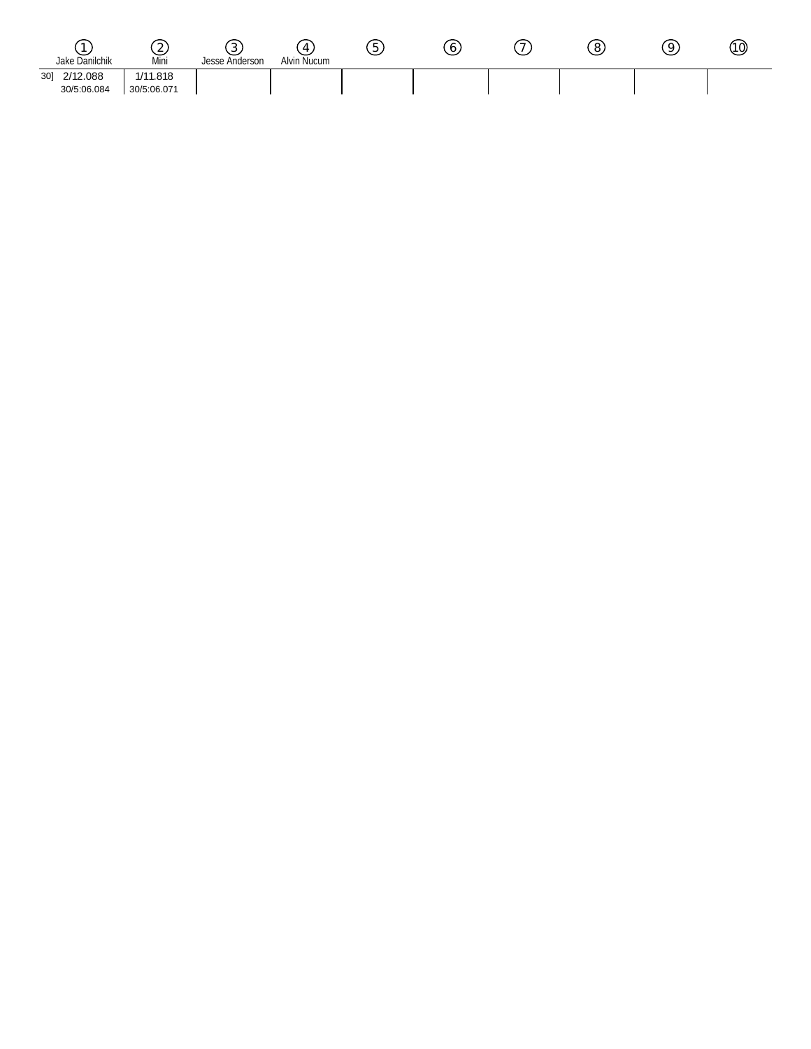| | ① Jake Danilchik | ② Mini | ③ Jesse Anderson | ④ Alvin Nucum | ⑤ | ⑥ | ⑦ | ⑧ | ⑨ | ⑩ |
|---|---|---|---|---|---|---|---|---|---|---|
| 30] | 2/12.088<br>30/5:06.084 | 1/11.818<br>30/5:06.071 | | | | | | | | |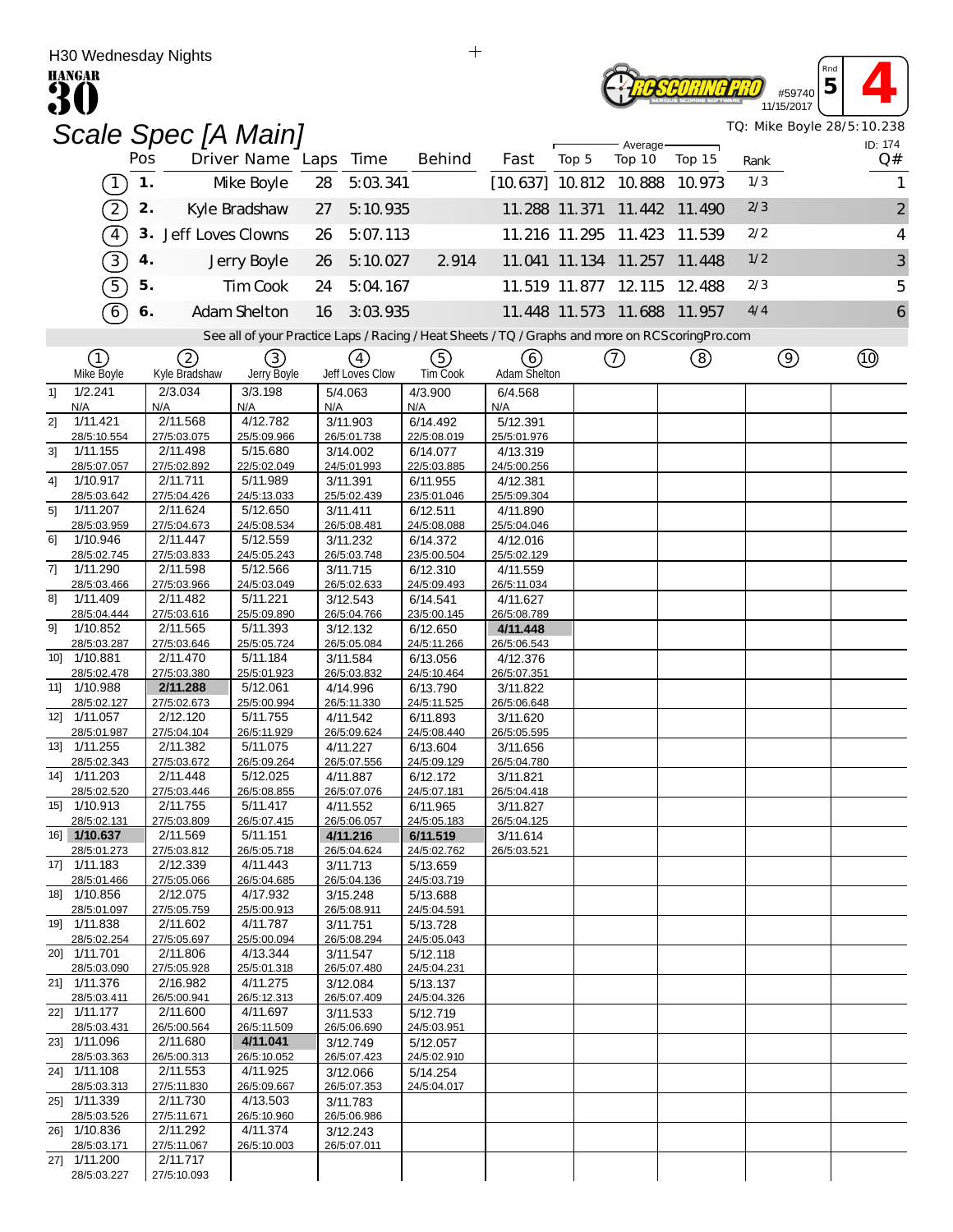H30 Wednesday Nights

HANGAR 30

#59740 11/15/2017 Rnd 5 **4**

# Scale Spec [A Main]

TQ: Mike Boyle 28/5:10.238

ID: 174

| | Pos | Driver Name | Laps | Time | Behind | Fast | Top 5 | Average Top 10 | Top 15 | Rank | Q# |
|---|---|---|---|---|---|---|---|---|---|---|---|
| (1) | 1. | Mike Boyle | 28 | 5:03.341 | | [10.637] | 10.812 | 10.888 | 10.973 | 1/3 | 1 |
| (2) | 2. | Kyle Bradshaw | 27 | 5:10.935 | | 11.288 | 11.371 | 11.442 | 11.490 | 2/3 | 2 |
| (4) | 3. | Jeff Loves Clowns | 26 | 5:07.113 | | 11.216 | 11.295 | 11.423 | 11.539 | 2/2 | 4 |
| (3) | 4. | Jerry Boyle | 26 | 5:10.027 | 2.914 | 11.041 | 11.134 | 11.257 | 11.448 | 1/2 | 3 |
| (5) | 5. | Tim Cook | 24 | 5:04.167 | | 11.519 | 11.877 | 12.115 | 12.488 | 2/3 | 5 |
| (6) | 6. | Adam Shelton | 16 | 3:03.935 | | 11.448 | 11.573 | 11.688 | 11.957 | 4/4 | 6 |

See all of your Practice Laps / Racing / Heat Sheets / TQ / Graphs and more on RCScoringPro.com

| Lap | (1) Mike Boyle | (2) Kyle Bradshaw | (3) Jerry Boyle | (4) Jeff Loves Clow | (5) Tim Cook | (6) Adam Shelton | (7) | (8) | (9) | (10) |
|---|---|---|---|---|---|---|---|---|---|---|
| 1] | 1/2.241 N/A | 2/3.034 N/A | 3/3.198 N/A | 5/4.063 N/A | 4/3.900 N/A | 6/4.568 N/A | | | | |
| 2] | 1/11.421 28/5:10.554 | 2/11.568 27/5:03.075 | 4/12.782 25/5:09.966 | 3/11.903 26/5:01.738 | 6/14.492 22/5:08.019 | 5/12.391 25/5:01.976 | | | | |
| 3] | 1/11.155 28/5:07.057 | 2/11.498 27/5:02.892 | 5/15.680 22/5:02.049 | 3/14.002 24/5:01.993 | 6/14.077 22/5:03.885 | 4/13.319 24/5:00.256 | | | | |
| 4] | 1/10.917 28/5:03.642 | 2/11.711 27/5:04.426 | 5/11.989 24/5:13.033 | 3/11.391 25/5:02.439 | 6/11.955 23/5:01.046 | 4/12.381 25/5:09.304 | | | | |
| 5] | 1/11.207 28/5:03.959 | 2/11.624 27/5:04.673 | 5/12.650 24/5:08.534 | 3/11.411 26/5:08.481 | 6/12.511 24/5:08.088 | 4/11.890 25/5:04.046 | | | | |
| 6] | 1/10.946 28/5:02.745 | 2/11.447 27/5:03.833 | 5/12.559 24/5:05.243 | 3/11.232 26/5:03.748 | 6/14.372 23/5:00.504 | 4/12.016 25/5:02.129 | | | | |
| 7] | 1/11.290 28/5:03.466 | 2/11.598 27/5:03.966 | 5/12.566 24/5:03.049 | 3/11.715 26/5:02.633 | 6/12.310 24/5:09.493 | 4/11.559 26/5:11.034 | | | | |
| 8] | 1/11.409 28/5:04.444 | 2/11.482 27/5:03.616 | 5/11.221 25/5:09.890 | 3/12.543 26/5:04.766 | 6/14.541 23/5:00.145 | 4/11.627 26/5:08.789 | | | | |
| 9] | 1/10.852 28/5:03.287 | 2/11.565 27/5:03.646 | 5/11.393 25/5:05.724 | 3/12.132 26/5:05.084 | 6/12.650 24/5:11.266 | **4/11.448** 26/5:06.543 | | | | |
| 10] | 1/10.881 28/5:02.478 | 2/11.470 27/5:03.380 | 5/11.184 25/5:01.923 | 3/11.584 26/5:03.832 | 6/13.056 24/5:10.464 | 4/12.376 26/5:07.351 | | | | |
| 11] | 1/10.988 28/5:02.127 | **2/11.288** 27/5:02.673 | 5/12.061 25/5:00.994 | 4/14.996 26/5:11.330 | 6/13.790 24/5:11.525 | 3/11.822 26/5:06.648 | | | | |
| 12] | 1/11.057 28/5:01.987 | 2/12.120 27/5:04.104 | 5/11.755 26/5:11.929 | 4/11.542 26/5:09.624 | 6/11.893 24/5:08.440 | 3/11.620 26/5:05.595 | | | | |
| 13] | 1/11.255 28/5:02.343 | 2/11.382 27/5:03.672 | 5/11.075 26/5:09.264 | 4/11.227 26/5:07.556 | 6/13.604 24/5:09.129 | 3/11.656 26/5:04.780 | | | | |
| 14] | 1/11.203 28/5:02.520 | 2/11.448 27/5:03.446 | 5/12.025 26/5:08.855 | 4/11.887 26/5:07.076 | 6/12.172 24/5:07.181 | 3/11.821 26/5:04.418 | | | | |
| 15] | 1/10.913 28/5:02.131 | 2/11.755 27/5:03.809 | 5/11.417 26/5:07.415 | 4/11.552 26/5:06.057 | 6/11.965 24/5:05.183 | 3/11.827 26/5:04.125 | | | | |
| 16] | **1/10.637** 28/5:01.273 | 2/11.569 27/5:03.812 | 5/11.151 26/5:05.718 | **4/11.216** 26/5:04.624 | **6/11.519** 24/5:02.762 | 3/11.614 26/5:03.521 | | | | |
| 17] | 1/11.183 28/5:01.466 | 2/12.339 27/5:05.066 | 4/11.443 26/5:04.685 | 3/11.713 26/5:04.136 | 5/13.659 24/5:03.719 | | | | | |
| 18] | 1/10.856 28/5:01.097 | 2/12.075 27/5:05.759 | 4/17.932 25/5:00.913 | 3/15.248 26/5:08.911 | 5/13.688 24/5:04.591 | | | | | |
| 19] | 1/11.838 28/5:02.254 | 2/11.602 27/5:05.697 | 4/11.787 25/5:00.094 | 3/11.751 26/5:08.294 | 5/13.728 24/5:05.043 | | | | | |
| 20] | 1/11.701 28/5:03.090 | 2/11.806 27/5:05.928 | 4/13.344 25/5:01.318 | 3/11.547 26/5:07.480 | 5/12.118 24/5:04.231 | | | | | |
| 21] | 1/11.376 28/5:03.411 | 2/16.982 26/5:00.941 | 4/11.275 26/5:12.313 | 3/12.084 26/5:07.409 | 5/13.137 24/5:04.326 | | | | | |
| 22] | 1/11.177 28/5:03.431 | 2/11.600 26/5:00.564 | 4/11.697 26/5:11.509 | 3/11.533 26/5:06.690 | 5/12.719 24/5:03.951 | | | | | |
| 23] | 1/11.096 28/5:03.363 | 2/11.680 26/5:00.313 | **4/11.041** 26/5:10.052 | 3/12.749 26/5:07.423 | 5/12.057 24/5:02.910 | | | | | |
| 24] | 1/11.108 28/5:03.313 | 2/11.553 27/5:11.830 | 4/11.925 26/5:09.667 | 3/12.066 26/5:07.353 | 5/14.254 24/5:04.017 | | | | | |
| 25] | 1/11.339 28/5:03.526 | 2/11.730 27/5:11.671 | 4/13.503 26/5:10.960 | 3/11.783 26/5:06.986 | | | | | | |
| 26] | 1/10.836 28/5:03.171 | 2/11.292 27/5:11.067 | 4/11.374 26/5:10.003 | 3/12.243 26/5:07.011 | | | | | | |
| 27] | 1/11.200 28/5:03.227 | 2/11.717 27/5:10.093 | | | | | | | | |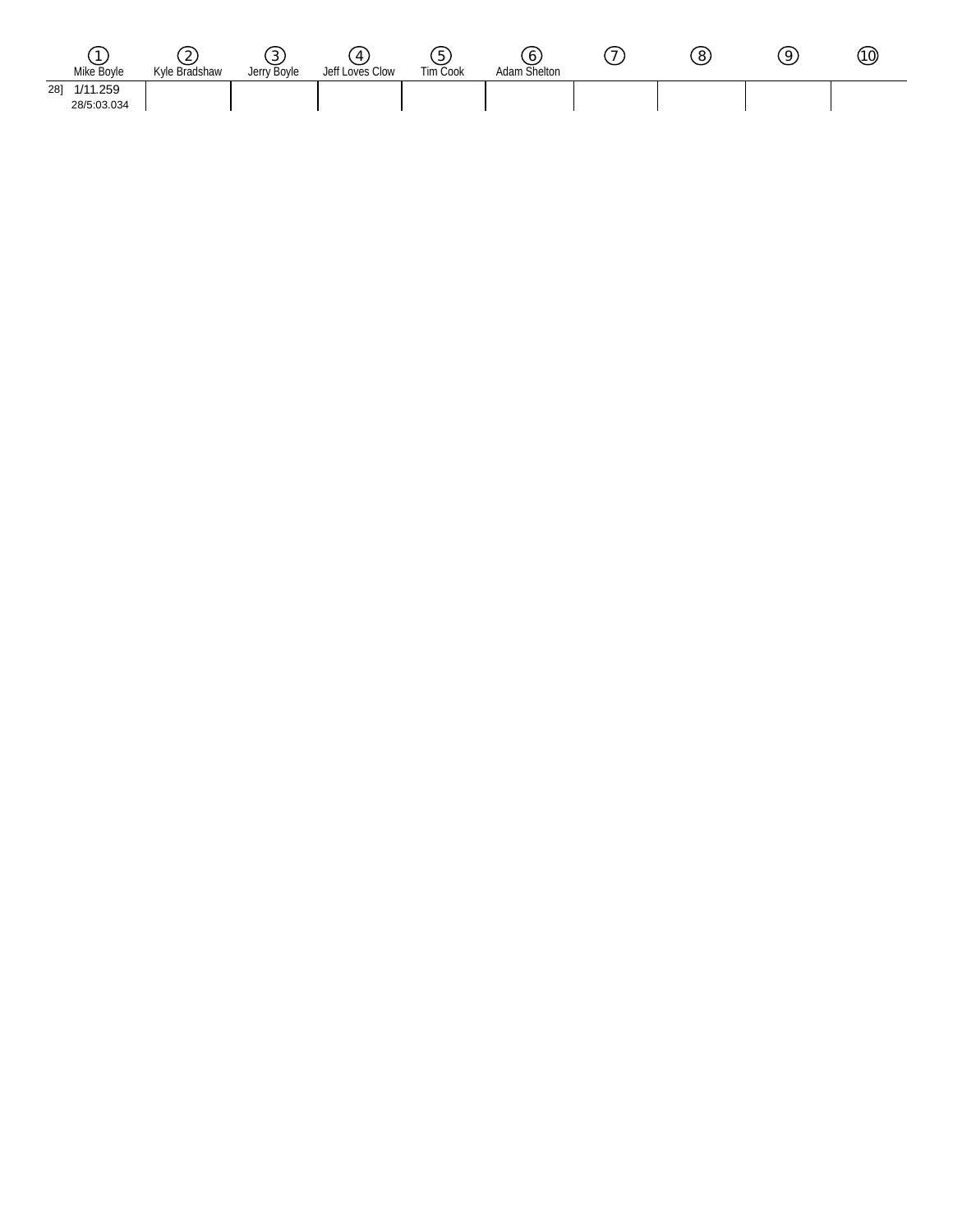| | ① Mike Boyle | ② Kyle Bradshaw | ③ Jerry Boyle | ④ Jeff Loves Clow | ⑤ Tim Cook | ⑥ Adam Shelton | ⑦ | ⑧ | ⑨ | ⑩ |
|---|---|---|---|---|---|---|---|---|---|---|
| 28] | 1/11.259 28/5:03.034 | | | | | | | | | |